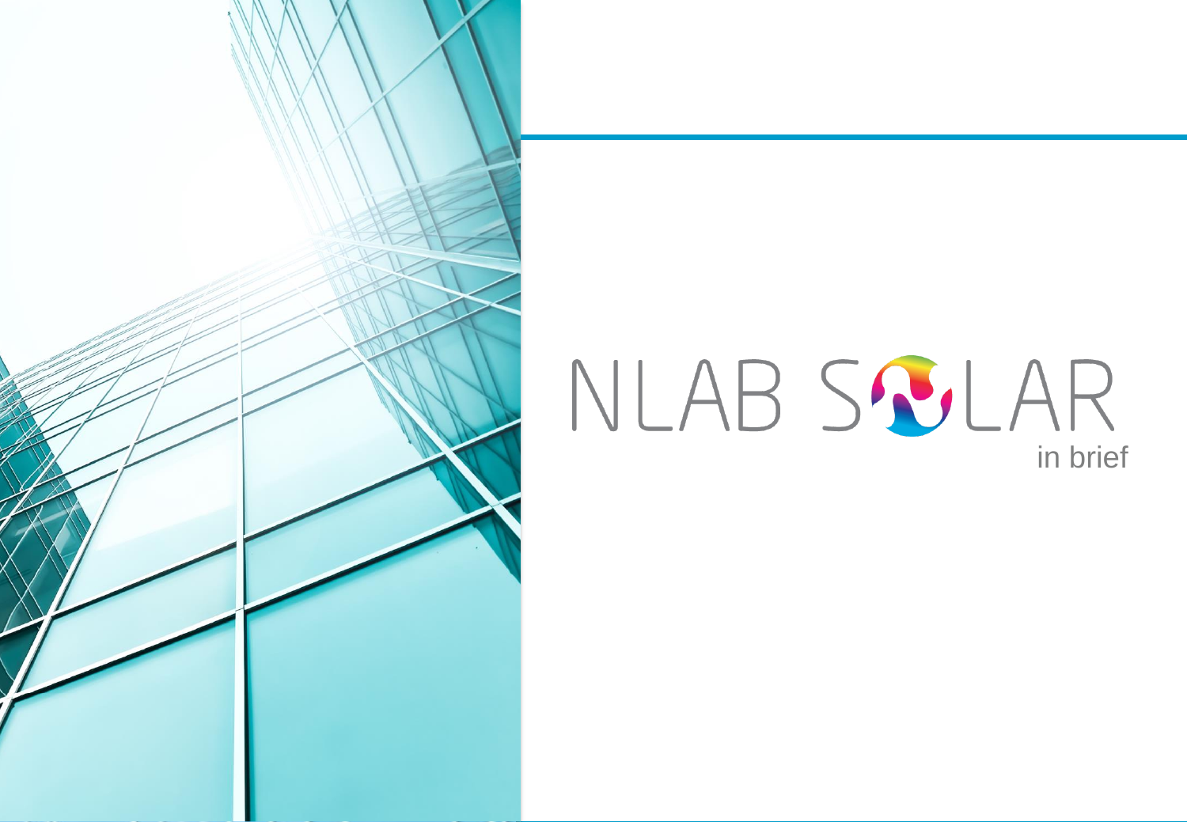# NLAB SOLAR

in brief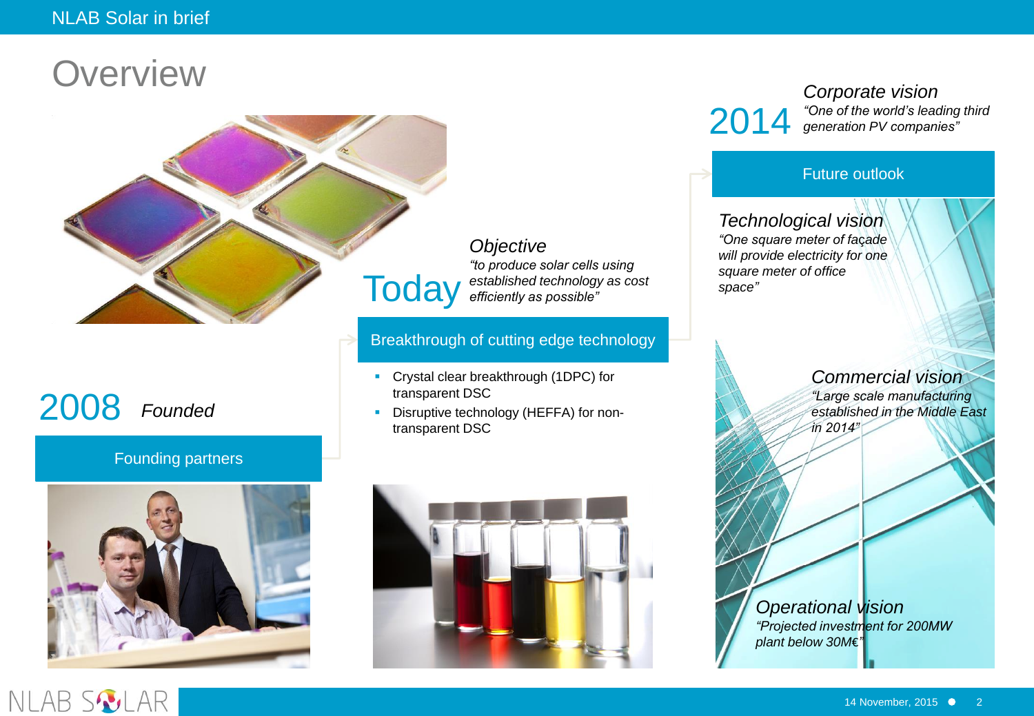# Overview

## 2008 *Founded*

### Founding partners

## Today

*Objective*
*"to produce solar cells using established technology as cost efficiently as possible"*

### Breakthrough of cutting edge technology

- Crystal clear breakthrough (1DPC) for transparent DSC
- Disruptive technology (HEFFA) for non-transparent DSC

## 2014

*Corporate vision*
*"One of the world's leading third generation PV companies"*

### Future outlook

*Technological vision*
*"One square meter of façade will provide electricity for one square meter of office space"*

*Commercial vision*
*"Large scale manufacturing established in the Middle East in 2014"*

*Operational vision*
*"Projected investment for 200MW plant below 30M€"*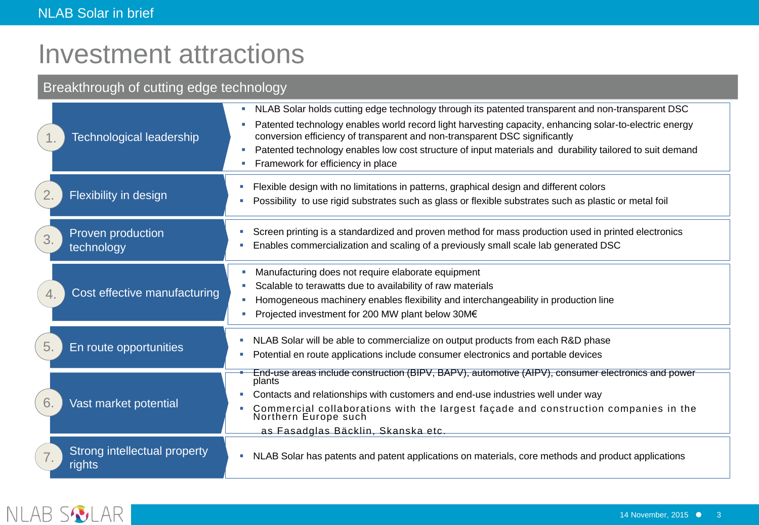# Investment attractions

## Breakthrough of cutting edge technology

### 1. Technological leadership

- NLAB Solar holds cutting edge technology through its patented transparent and non-transparent DSC
- Patented technology enables world record light harvesting capacity, enhancing solar-to-electric energy conversion efficiency of transparent and non-transparent DSC significantly
- Patented technology enables low cost structure of input materials and durability tailored to suit demand
- Framework for efficiency in place

### 2. Flexibility in design

- Flexible design with no limitations in patterns, graphical design and different colors
- Possibility to use rigid substrates such as glass or flexible substrates such as plastic or metal foil

### 3. Proven production technology

- Screen printing is a standardized and proven method for mass production used in printed electronics
- Enables commercialization and scaling of a previously small scale lab generated DSC

### 4. Cost effective manufacturing

- Manufacturing does not require elaborate equipment
- Scalable to terawatts due to availability of raw materials
- Homogeneous machinery enables flexibility and interchangeability in production line
- Projected investment for 200 MW plant below 30M€

### 5. En route opportunities

- NLAB Solar will be able to commercialize on output products from each R&D phase
- Potential en route applications include consumer electronics and portable devices

### 6. Vast market potential

- End-use areas include construction (BIPV, BAPV), automotive (AIPV), consumer electronics and power plants
- Contacts and relationships with customers and end-use industries well under way
- Commercial collaborations with the largest façade and construction companies in the Northern Europe such as Fasadglas Bäcklin, Skanska etc.

### 7. Strong intellectual property rights

- NLAB Solar has patents and patent applications on materials, core methods and product applications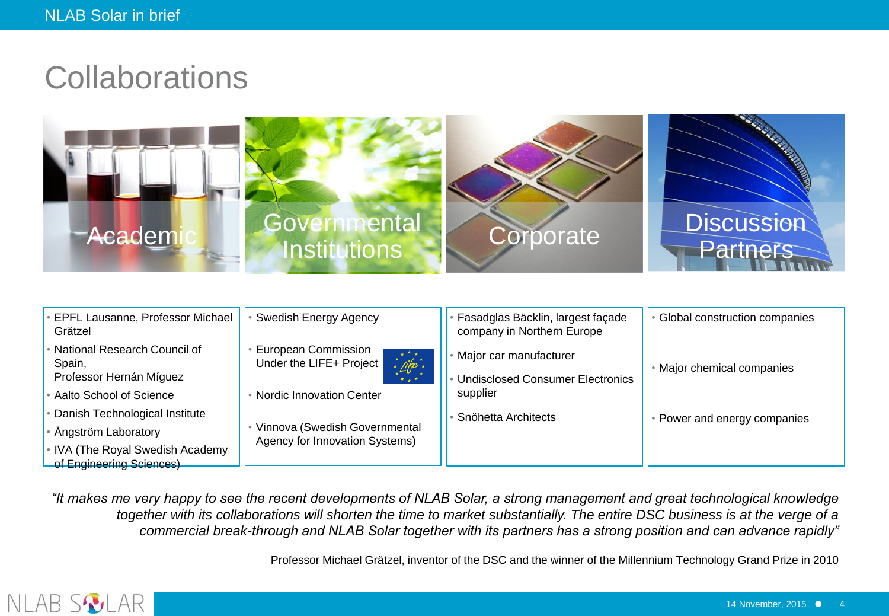# Collaborations

## Academic

- EPFL Lausanne, Professor Michael Grätzel
- National Research Council of Spain, Professor Hernán Míguez
- Aalto School of Science
- Danish Technological Institute
- Ångström Laboratory
- IVA (The Royal Swedish Academy of Engineering Sciences)

## Governmental Institutions

- Swedish Energy Agency
- European Commission Under the LIFE+ Project
- Nordic Innovation Center
- Vinnova (Swedish Governmental Agency for Innovation Systems)

## Corporate

- Fasadglas Bäcklin, largest façade company in Northern Europe
- Major car manufacturer
- Undisclosed Consumer Electronics supplier
- Snöhetta Architects

## Discussion Partners

- Global construction companies
- Major chemical companies
- Power and energy companies

*"It makes me very happy to see the recent developments of NLAB Solar, a strong management and great technological knowledge together with its collaborations will shorten the time to market substantially. The entire DSC business is at the verge of a commercial break-through and NLAB Solar together with its partners has a strong position and can advance rapidly"*

Professor Michael Grätzel, inventor of the DSC and the winner of the Millennium Technology Grand Prize in 2010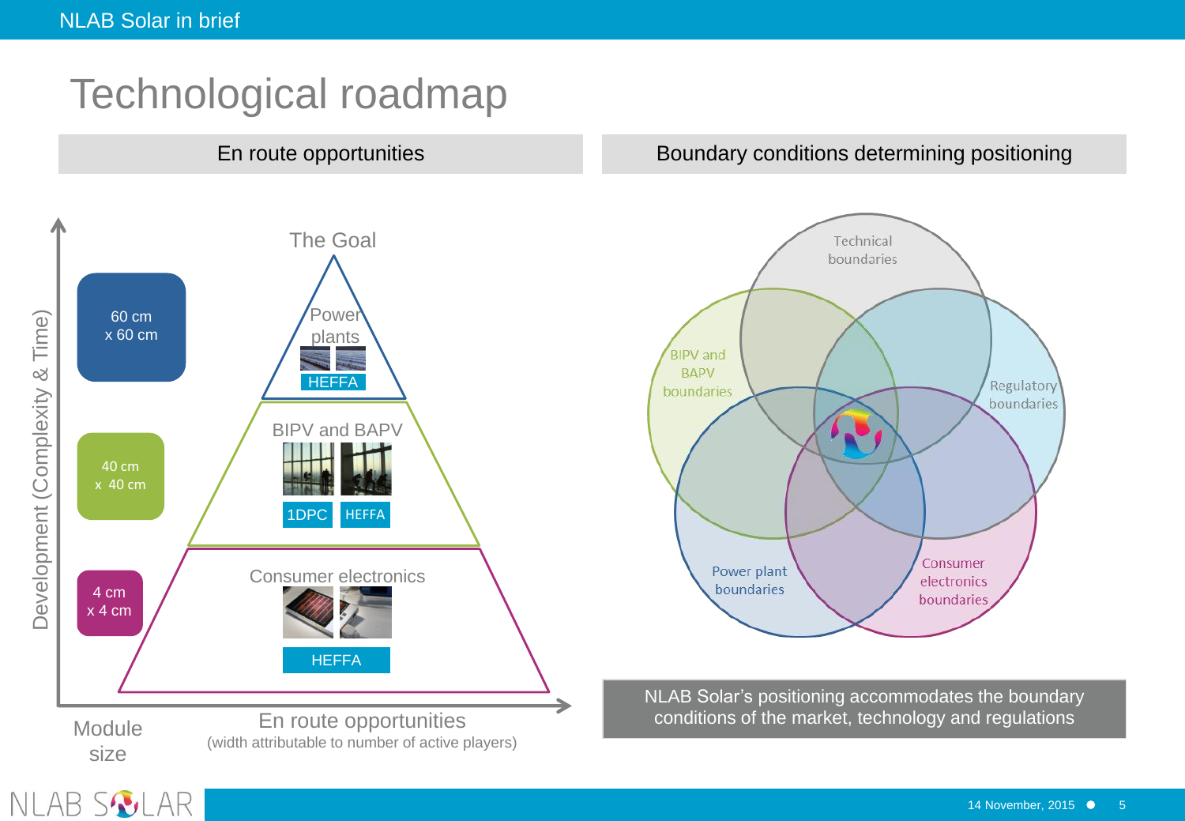# Technological roadmap

## En route opportunities

The Goal

| Module size | Segment | Technologies |
|---|---|---|
| 60 cm x 60 cm | Power plants | HEFFA |
| 40 cm x 40 cm | BIPV and BAPV | 1DPC, HEFFA |
| 4 cm x 4 cm | Consumer electronics | HEFFA |

Development (Complexity & Time)

Module size

En route opportunities
(width attributable to number of active players)

## Boundary conditions determining positioning

- Technical boundaries
- BIPV and BAPV boundaries
- Regulatory boundaries
- Power plant boundaries
- Consumer electronics boundaries

NLAB Solar's positioning accommodates the boundary conditions of the market, technology and regulations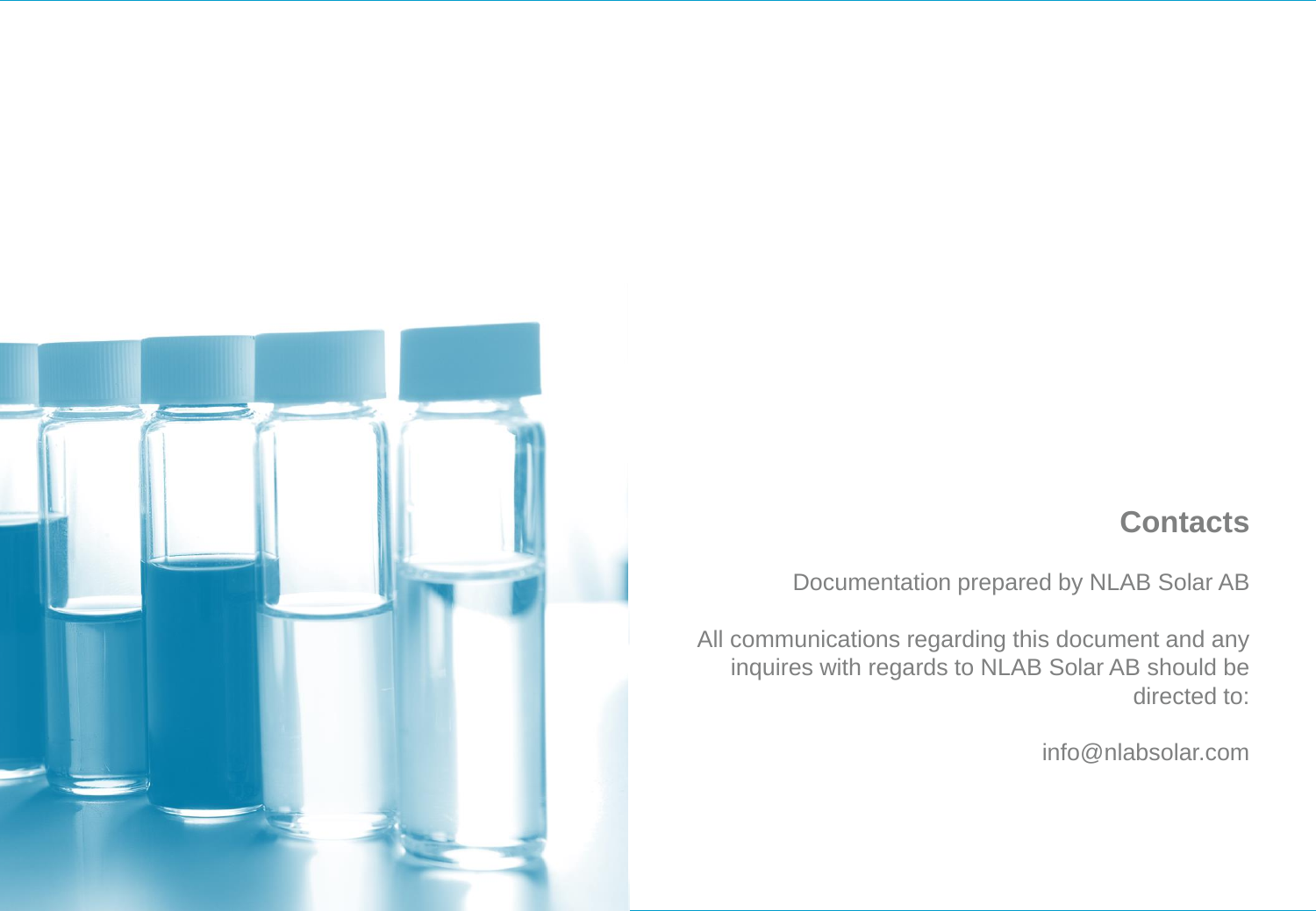## Contacts

Documentation prepared by NLAB Solar AB

All communications regarding this document and any inquires with regards to NLAB Solar AB should be directed to:

info@nlabsolar.com